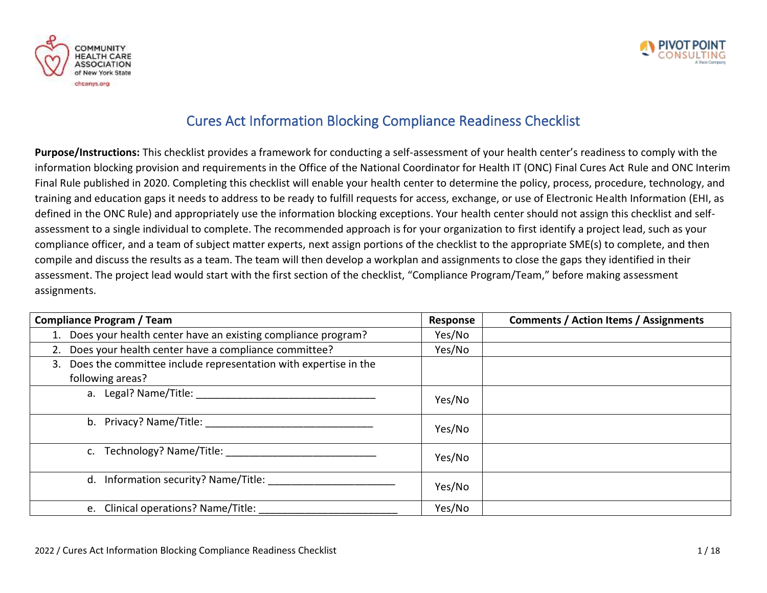# Cures Act Information Blocking Compliance Readiness Checklist

**Purpose/Instructions:** This checklist provides a framework for conducting a self-assessment of your health center's readiness to comply with the information blocking provision and requirements in the Office of the National Coordinator for Health IT (ONC) Final Cures Act Rule and ONC Interim Final Rule published in 2020. Completing this checklist will enable your health center to determine the policy, process, procedure, technology, and training and education gaps it needs to address to be ready to fulfill requests for access, exchange, or use of Electronic Health Information (EHI, as defined in the ONC Rule) and appropriately use the information blocking exceptions. Your health center should not assign this checklist and self-assessment to a single individual to complete. The recommended approach is for your organization to first identify a project lead, such as your compliance officer, and a team of subject matter experts, next assign portions of the checklist to the appropriate SME(s) to complete, and then compile and discuss the results as a team. The team will then develop a workplan and assignments to close the gaps they identified in their assessment. The project lead would start with the first section of the checklist, "Compliance Program/Team," before making assessment assignments.

| Compliance Program / Team | Response | Comments / Action Items / Assignments |
|---|---|---|
| 1. Does your health center have an existing compliance program? | Yes/No | |
| 2. Does your health center have a compliance committee? | Yes/No | |
| 3. Does the committee include representation with expertise in the following areas? | | |
| a. Legal? Name/Title: _______________________________ | Yes/No | |
| b. Privacy? Name/Title: _____________________________ | Yes/No | |
| c. Technology? Name/Title: __________________________ | Yes/No | |
| d. Information security? Name/Title: _____________________ | Yes/No | |
| e. Clinical operations? Name/Title: _______________________ | Yes/No | |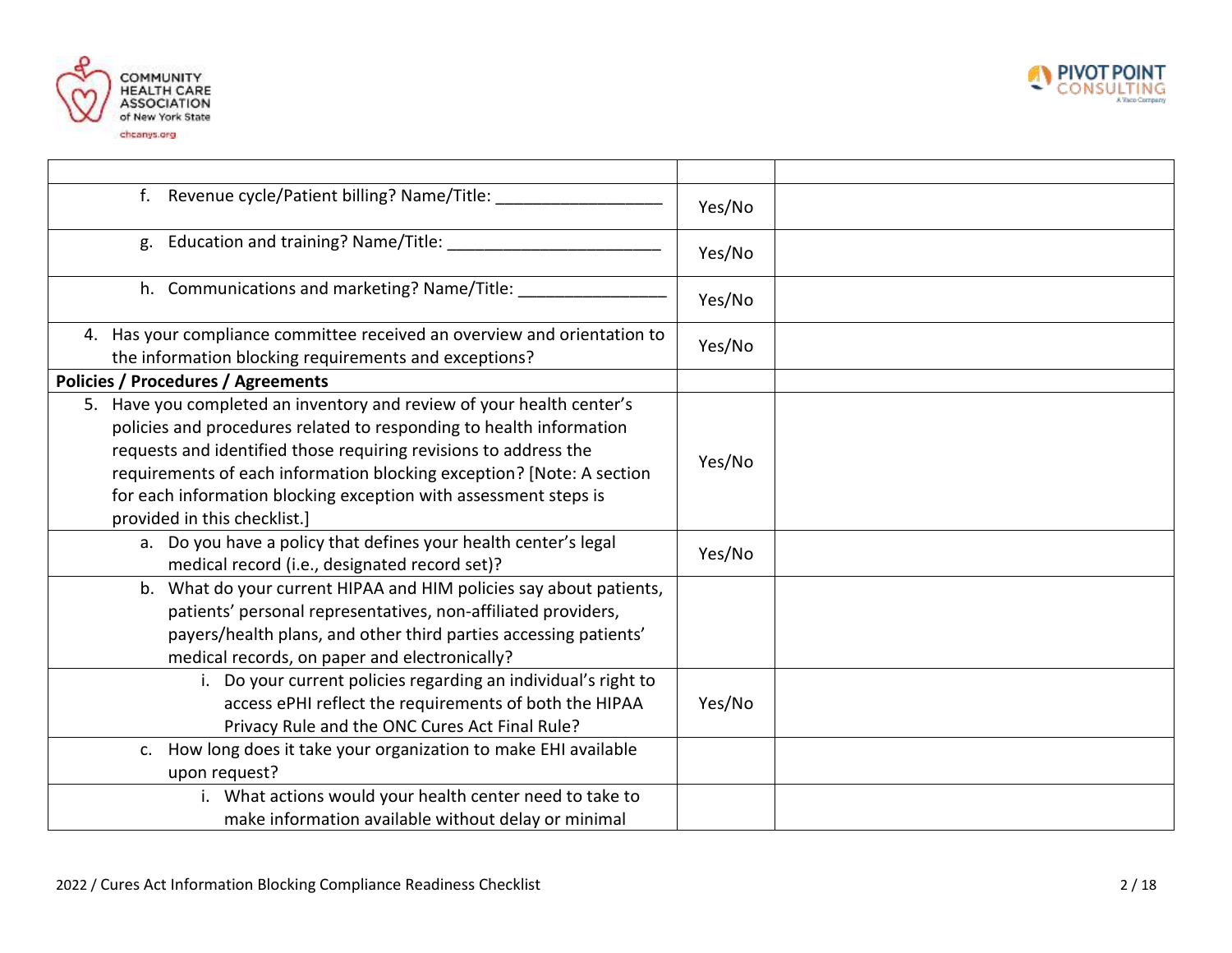| | | |
|---|---|---|
| f. Revenue cycle/Patient billing? Name/Title: _________________ | Yes/No | |
| g. Education and training? Name/Title: ______________________ | Yes/No | |
| h. Communications and marketing? Name/Title: _______________ | Yes/No | |
| 4. Has your compliance committee received an overview and orientation to the information blocking requirements and exceptions? | Yes/No | |
| **Policies / Procedures / Agreements** | | |
| 5. Have you completed an inventory and review of your health center's policies and procedures related to responding to health information requests and identified those requiring revisions to address the requirements of each information blocking exception? [Note: A section for each information blocking exception with assessment steps is provided in this checklist.] | Yes/No | |
| a. Do you have a policy that defines your health center's legal medical record (i.e., designated record set)? | Yes/No | |
| b. What do your current HIPAA and HIM policies say about patients, patients' personal representatives, non-affiliated providers, payers/health plans, and other third parties accessing patients' medical records, on paper and electronically? | | |
| i. Do your current policies regarding an individual's right to access ePHI reflect the requirements of both the HIPAA Privacy Rule and the ONC Cures Act Final Rule? | Yes/No | |
| c. How long does it take your organization to make EHI available upon request? | | |
| i. What actions would your health center need to take to make information available without delay or minimal | | |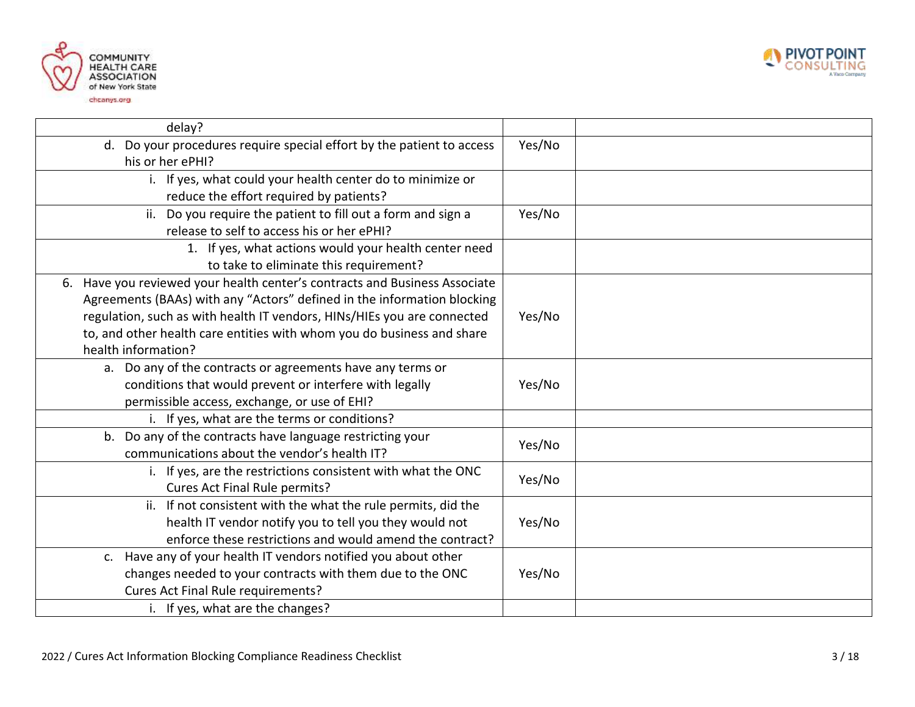| | | |
|---|---|---|
| delay? | | |
| d. Do your procedures require special effort by the patient to access his or her ePHI? | Yes/No | |
| i. If yes, what could your health center do to minimize or reduce the effort required by patients? | | |
| ii. Do you require the patient to fill out a form and sign a release to self to access his or her ePHI? | Yes/No | |
| 1. If yes, what actions would your health center need to take to eliminate this requirement? | | |
| 6. Have you reviewed your health center's contracts and Business Associate Agreements (BAAs) with any "Actors" defined in the information blocking regulation, such as with health IT vendors, HINs/HIEs you are connected to, and other health care entities with whom you do business and share health information? | Yes/No | |
| a. Do any of the contracts or agreements have any terms or conditions that would prevent or interfere with legally permissible access, exchange, or use of EHI? | Yes/No | |
| i. If yes, what are the terms or conditions? | | |
| b. Do any of the contracts have language restricting your communications about the vendor's health IT? | Yes/No | |
| i. If yes, are the restrictions consistent with what the ONC Cures Act Final Rule permits? | Yes/No | |
| ii. If not consistent with the what the rule permits, did the health IT vendor notify you to tell you they would not enforce these restrictions and would amend the contract? | Yes/No | |
| c. Have any of your health IT vendors notified you about other changes needed to your contracts with them due to the ONC Cures Act Final Rule requirements? | Yes/No | |
| i. If yes, what are the changes? | | |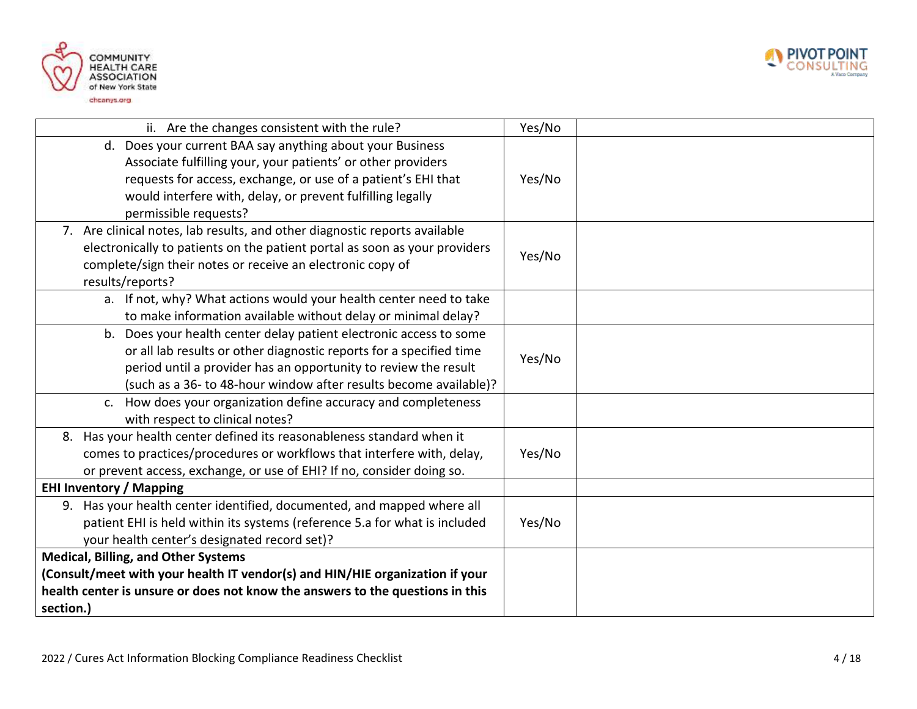| | | |
|---|---|---|
| ii. Are the changes consistent with the rule? | Yes/No | |
| d. Does your current BAA say anything about your Business Associate fulfilling your, your patients' or other providers requests for access, exchange, or use of a patient's EHI that would interfere with, delay, or prevent fulfilling legally permissible requests? | Yes/No | |
| 7. Are clinical notes, lab results, and other diagnostic reports available electronically to patients on the patient portal as soon as your providers complete/sign their notes or receive an electronic copy of results/reports? | Yes/No | |
| a. If not, why? What actions would your health center need to take to make information available without delay or minimal delay? | | |
| b. Does your health center delay patient electronic access to some or all lab results or other diagnostic reports for a specified time period until a provider has an opportunity to review the result (such as a 36- to 48-hour window after results become available)? | Yes/No | |
| c. How does your organization define accuracy and completeness with respect to clinical notes? | | |
| 8. Has your health center defined its reasonableness standard when it comes to practices/procedures or workflows that interfere with, delay, or prevent access, exchange, or use of EHI? If no, consider doing so. | Yes/No | |
| **EHI Inventory / Mapping** | | |
| 9. Has your health center identified, documented, and mapped where all patient EHI is held within its systems (reference 5.a for what is included your health center's designated record set)? | Yes/No | |
| **Medical, Billing, and Other Systems (Consult/meet with your health IT vendor(s) and HIN/HIE organization if your health center is unsure or does not know the answers to the questions in this section.)** | | |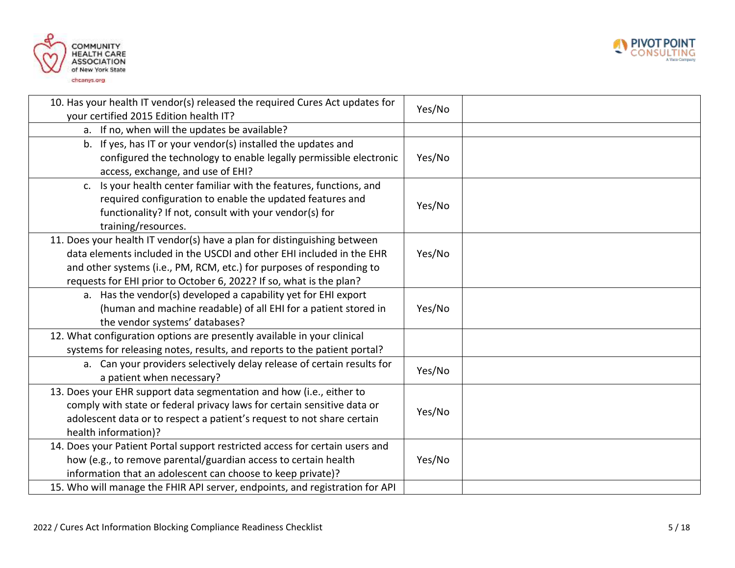| | | |
|---|---|---|
| 10. Has your health IT vendor(s) released the required Cures Act updates for your certified 2015 Edition health IT? | Yes/No | |
| a. If no, when will the updates be available? | | |
| b. If yes, has IT or your vendor(s) installed the updates and configured the technology to enable legally permissible electronic access, exchange, and use of EHI? | Yes/No | |
| c. Is your health center familiar with the features, functions, and required configuration to enable the updated features and functionality? If not, consult with your vendor(s) for training/resources. | Yes/No | |
| 11. Does your health IT vendor(s) have a plan for distinguishing between data elements included in the USCDI and other EHI included in the EHR and other systems (i.e., PM, RCM, etc.) for purposes of responding to requests for EHI prior to October 6, 2022? If so, what is the plan? | Yes/No | |
| a. Has the vendor(s) developed a capability yet for EHI export (human and machine readable) of all EHI for a patient stored in the vendor systems' databases? | Yes/No | |
| 12. What configuration options are presently available in your clinical systems for releasing notes, results, and reports to the patient portal? | | |
| a. Can your providers selectively delay release of certain results for a patient when necessary? | Yes/No | |
| 13. Does your EHR support data segmentation and how (i.e., either to comply with state or federal privacy laws for certain sensitive data or adolescent data or to respect a patient's request to not share certain health information)? | Yes/No | |
| 14. Does your Patient Portal support restricted access for certain users and how (e.g., to remove parental/guardian access to certain health information that an adolescent can choose to keep private)? | Yes/No | |
| 15. Who will manage the FHIR API server, endpoints, and registration for API | | |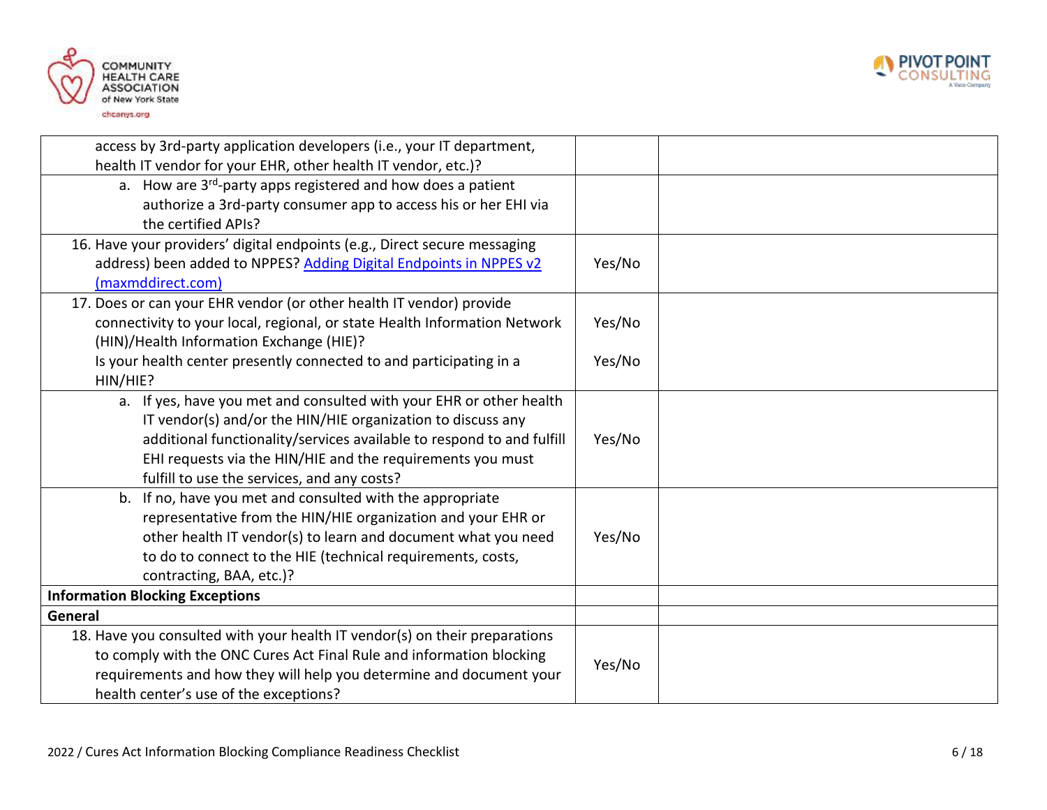| | | |
|---|---|---|
| access by 3rd-party application developers (i.e., your IT department, health IT vendor for your EHR, other health IT vendor, etc.)? | | |
| a. How are 3rd-party apps registered and how does a patient authorize a 3rd-party consumer app to access his or her EHI via the certified APIs? | | |
| 16. Have your providers' digital endpoints (e.g., Direct secure messaging address) been added to NPPES? [Adding Digital Endpoints in NPPES v2 (maxmddirect.com)]() | Yes/No | |
| 17. Does or can your EHR vendor (or other health IT vendor) provide connectivity to your local, regional, or state Health Information Network (HIN)/Health Information Exchange (HIE)?<br>Is your health center presently connected to and participating in a HIN/HIE? | Yes/No<br><br>Yes/No | |
| a. If yes, have you met and consulted with your EHR or other health IT vendor(s) and/or the HIN/HIE organization to discuss any additional functionality/services available to respond to and fulfill EHI requests via the HIN/HIE and the requirements you must fulfill to use the services, and any costs? | Yes/No | |
| b. If no, have you met and consulted with the appropriate representative from the HIN/HIE organization and your EHR or other health IT vendor(s) to learn and document what you need to do to connect to the HIE (technical requirements, costs, contracting, BAA, etc.)? | Yes/No | |
| **Information Blocking Exceptions** | | |
| **General** | | |
| 18. Have you consulted with your health IT vendor(s) on their preparations to comply with the ONC Cures Act Final Rule and information blocking requirements and how they will help you determine and document your health center's use of the exceptions? | Yes/No | |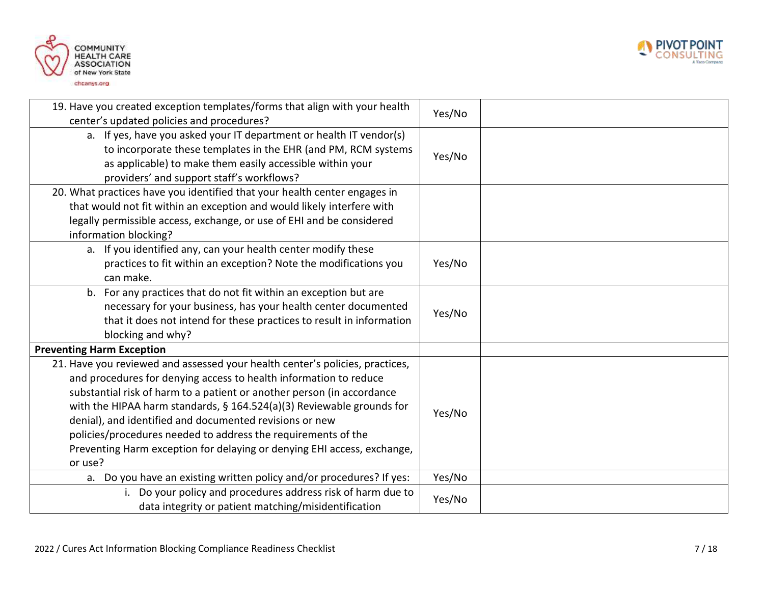| | | |
|---|---|---|
| 19. Have you created exception templates/forms that align with your health center's updated policies and procedures? | Yes/No | |
| a. If yes, have you asked your IT department or health IT vendor(s) to incorporate these templates in the EHR (and PM, RCM systems as applicable) to make them easily accessible within your providers' and support staff's workflows? | Yes/No | |
| 20. What practices have you identified that your health center engages in that would not fit within an exception and would likely interfere with legally permissible access, exchange, or use of EHI and be considered information blocking? | | |
| a. If you identified any, can your health center modify these practices to fit within an exception? Note the modifications you can make. | Yes/No | |
| b. For any practices that do not fit within an exception but are necessary for your business, has your health center documented that it does not intend for these practices to result in information blocking and why? | Yes/No | |
| **Preventing Harm Exception** | | |
| 21. Have you reviewed and assessed your health center's policies, practices, and procedures for denying access to health information to reduce substantial risk of harm to a patient or another person (in accordance with the HIPAA harm standards, § 164.524(a)(3) Reviewable grounds for denial), and identified and documented revisions or new policies/procedures needed to address the requirements of the Preventing Harm exception for delaying or denying EHI access, exchange, or use? | Yes/No | |
| a. Do you have an existing written policy and/or procedures? If yes: | Yes/No | |
| i. Do your policy and procedures address risk of harm due to data integrity or patient matching/misidentification | Yes/No | |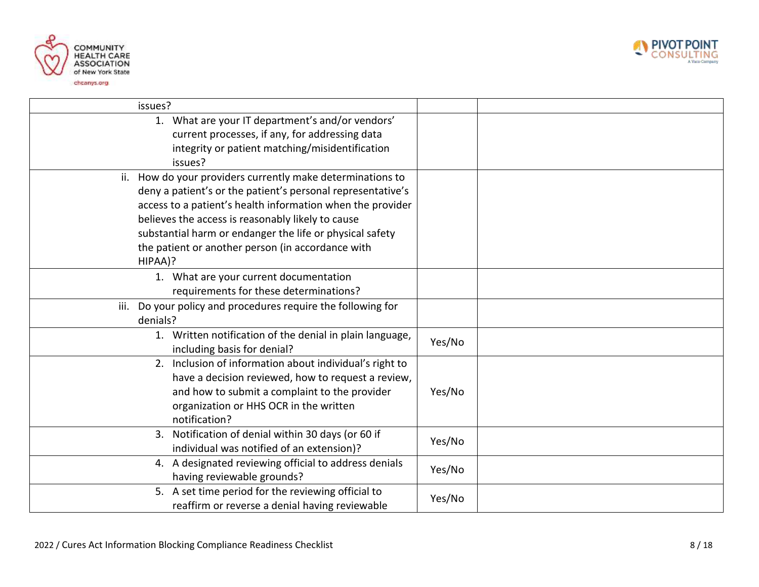| | | |
|---|---|---|
| issues? | | |
| 1. What are your IT department's and/or vendors' current processes, if any, for addressing data integrity or patient matching/misidentification issues? | | |
| ii. How do your providers currently make determinations to deny a patient's or the patient's personal representative's access to a patient's health information when the provider believes the access is reasonably likely to cause substantial harm or endanger the life or physical safety the patient or another person (in accordance with HIPAA)? | | |
| 1. What are your current documentation requirements for these determinations? | | |
| iii. Do your policy and procedures require the following for denials? | | |
| 1. Written notification of the denial in plain language, including basis for denial? | Yes/No | |
| 2. Inclusion of information about individual's right to have a decision reviewed, how to request a review, and how to submit a complaint to the provider organization or HHS OCR in the written notification? | Yes/No | |
| 3. Notification of denial within 30 days (or 60 if individual was notified of an extension)? | Yes/No | |
| 4. A designated reviewing official to address denials having reviewable grounds? | Yes/No | |
| 5. A set time period for the reviewing official to reaffirm or reverse a denial having reviewable | Yes/No | |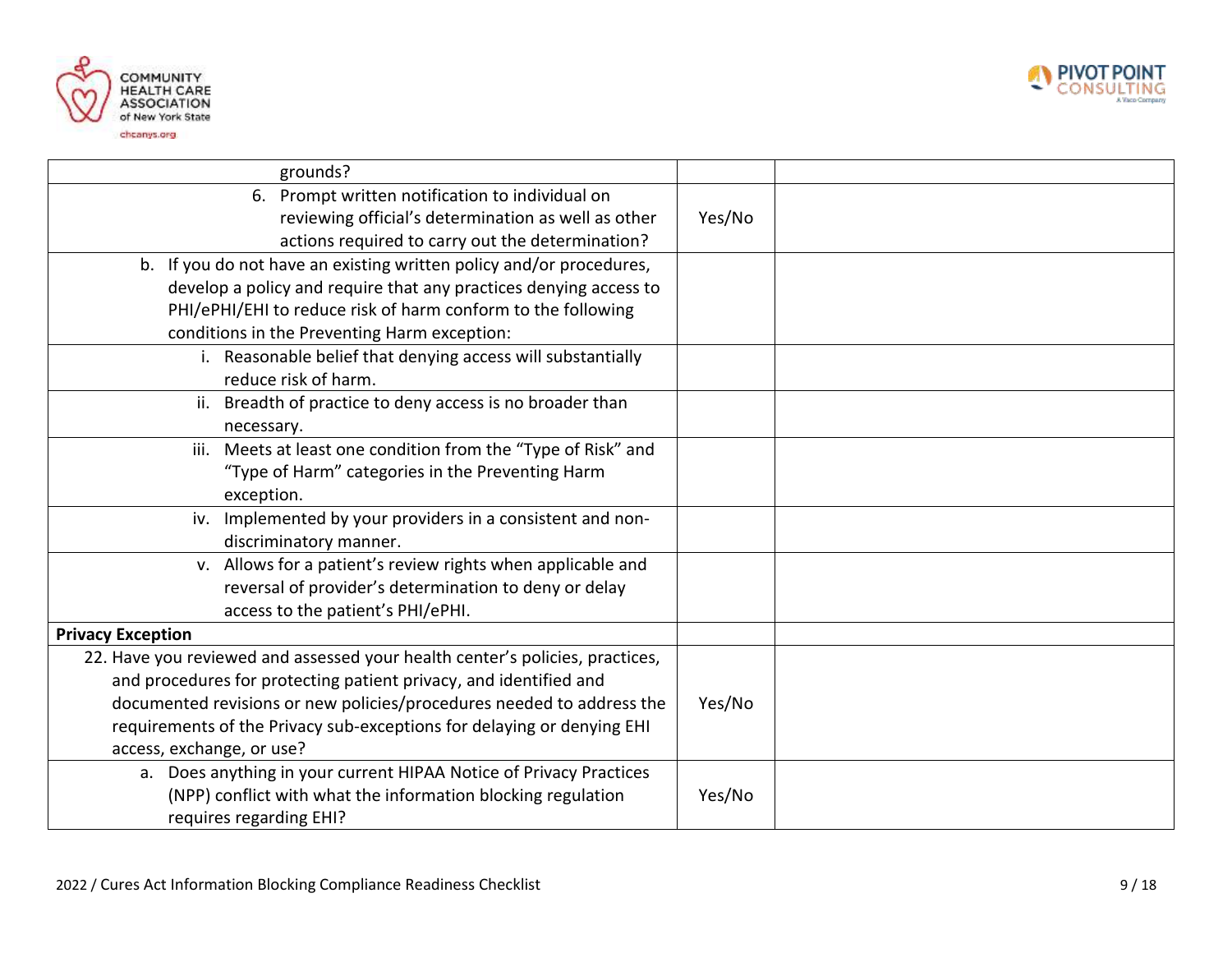| | | |
|---|---|---|
| grounds? | | |
| 6. Prompt written notification to individual on reviewing official's determination as well as other actions required to carry out the determination? | Yes/No | |
| b. If you do not have an existing written policy and/or procedures, develop a policy and require that any practices denying access to PHI/ePHI/EHI to reduce risk of harm conform to the following conditions in the Preventing Harm exception: | | |
| i. Reasonable belief that denying access will substantially reduce risk of harm. | | |
| ii. Breadth of practice to deny access is no broader than necessary. | | |
| iii. Meets at least one condition from the "Type of Risk" and "Type of Harm" categories in the Preventing Harm exception. | | |
| iv. Implemented by your providers in a consistent and non-discriminatory manner. | | |
| v. Allows for a patient's review rights when applicable and reversal of provider's determination to deny or delay access to the patient's PHI/ePHI. | | |
| **Privacy Exception** | | |
| 22. Have you reviewed and assessed your health center's policies, practices, and procedures for protecting patient privacy, and identified and documented revisions or new policies/procedures needed to address the requirements of the Privacy sub-exceptions for delaying or denying EHI access, exchange, or use? | Yes/No | |
| a. Does anything in your current HIPAA Notice of Privacy Practices (NPP) conflict with what the information blocking regulation requires regarding EHI? | Yes/No | |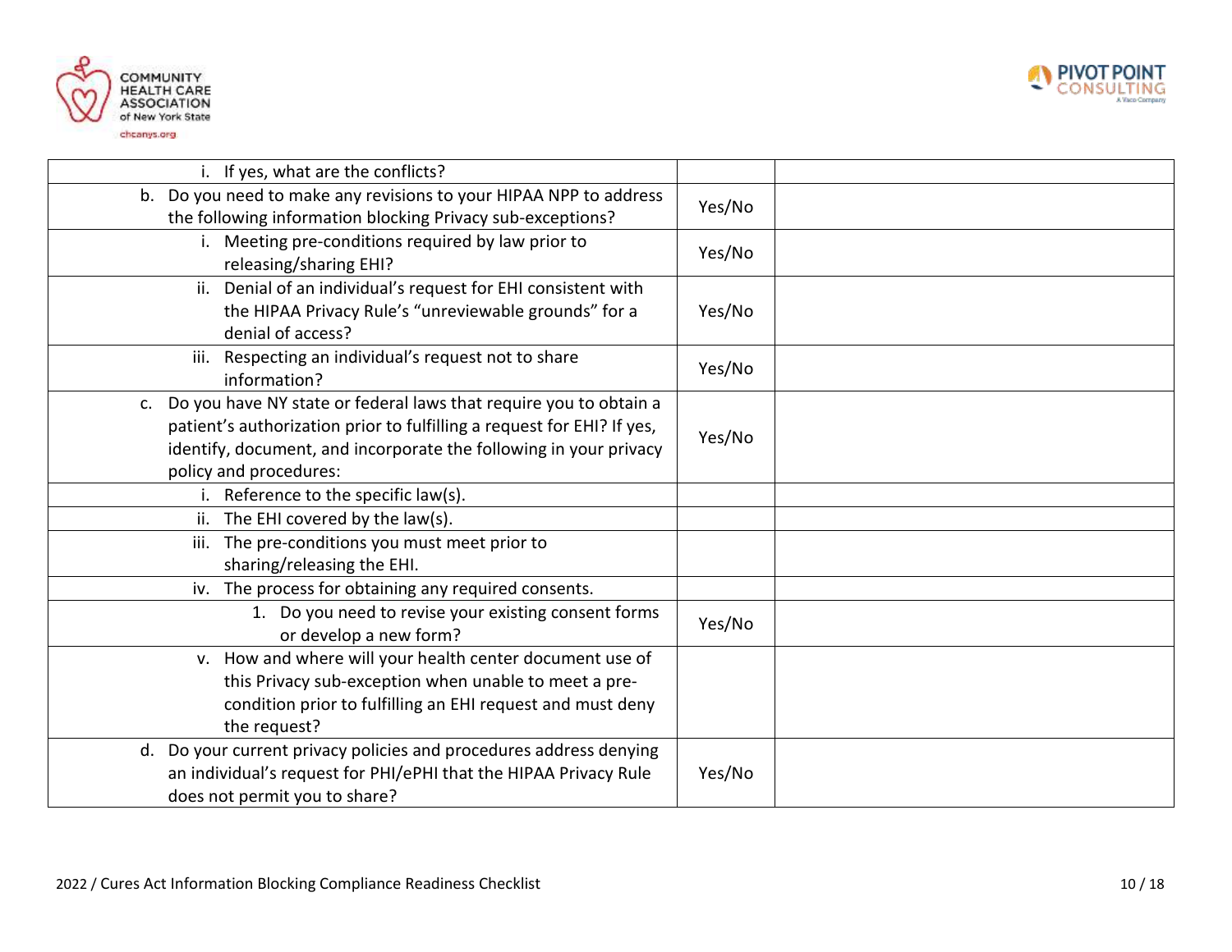| | | |
|---|---|---|
| i. If yes, what are the conflicts? | | |
| b. Do you need to make any revisions to your HIPAA NPP to address the following information blocking Privacy sub-exceptions? | Yes/No | |
| i. Meeting pre-conditions required by law prior to releasing/sharing EHI? | Yes/No | |
| ii. Denial of an individual's request for EHI consistent with the HIPAA Privacy Rule's "unreviewable grounds" for a denial of access? | Yes/No | |
| iii. Respecting an individual's request not to share information? | Yes/No | |
| c. Do you have NY state or federal laws that require you to obtain a patient's authorization prior to fulfilling a request for EHI? If yes, identify, document, and incorporate the following in your privacy policy and procedures: | Yes/No | |
| i. Reference to the specific law(s). | | |
| ii. The EHI covered by the law(s). | | |
| iii. The pre-conditions you must meet prior to sharing/releasing the EHI. | | |
| iv. The process for obtaining any required consents. | | |
| 1. Do you need to revise your existing consent forms or develop a new form? | Yes/No | |
| v. How and where will your health center document use of this Privacy sub-exception when unable to meet a pre-condition prior to fulfilling an EHI request and must deny the request? | | |
| d. Do your current privacy policies and procedures address denying an individual's request for PHI/ePHI that the HIPAA Privacy Rule does not permit you to share? | Yes/No | |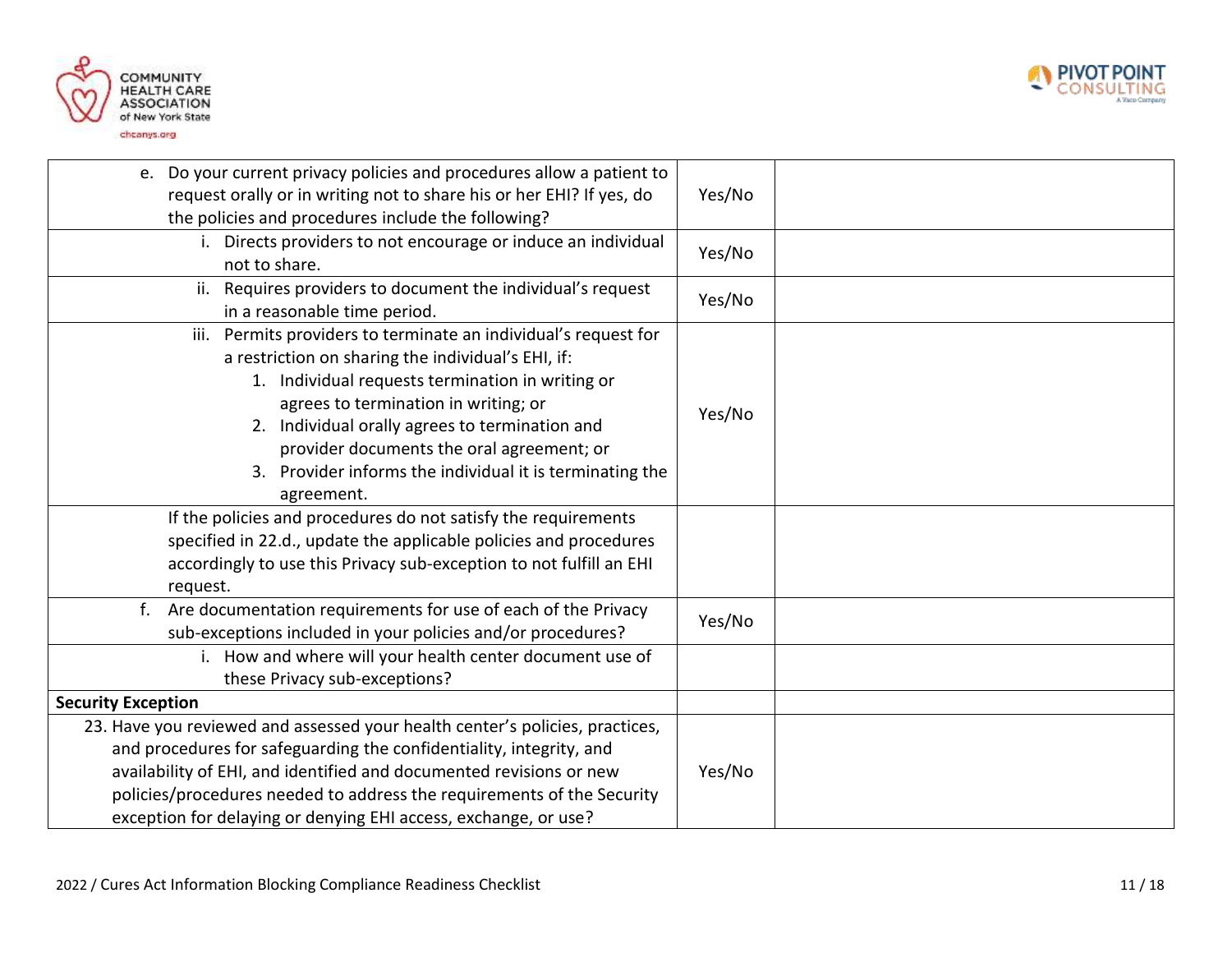| | | |
|---|---|---|
| e. Do your current privacy policies and procedures allow a patient to request orally or in writing not to share his or her EHI? If yes, do the policies and procedures include the following? | Yes/No | |
| i. Directs providers to not encourage or induce an individual not to share. | Yes/No | |
| ii. Requires providers to document the individual's request in a reasonable time period. | Yes/No | |
| iii. Permits providers to terminate an individual's request for a restriction on sharing the individual's EHI, if:<br>1. Individual requests termination in writing or agrees to termination in writing; or<br>2. Individual orally agrees to termination and provider documents the oral agreement; or<br>3. Provider informs the individual it is terminating the agreement. | Yes/No | |
| If the policies and procedures do not satisfy the requirements specified in 22.d., update the applicable policies and procedures accordingly to use this Privacy sub-exception to not fulfill an EHI request. | | |
| f. Are documentation requirements for use of each of the Privacy sub-exceptions included in your policies and/or procedures? | Yes/No | |
| i. How and where will your health center document use of these Privacy sub-exceptions? | | |
| **Security Exception** | | |
| 23. Have you reviewed and assessed your health center's policies, practices, and procedures for safeguarding the confidentiality, integrity, and availability of EHI, and identified and documented revisions or new policies/procedures needed to address the requirements of the Security exception for delaying or denying EHI access, exchange, or use? | Yes/No | |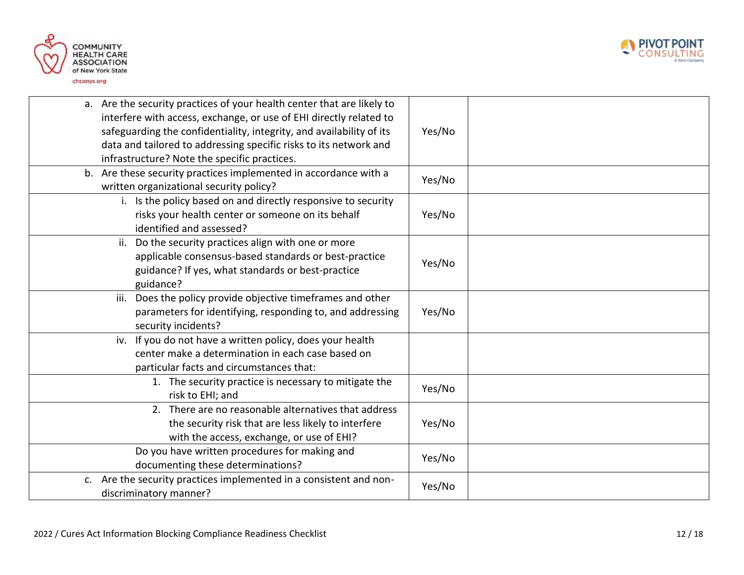| | | |
|---|---|---|
| a. Are the security practices of your health center that are likely to interfere with access, exchange, or use of EHI directly related to safeguarding the confidentiality, integrity, and availability of its data and tailored to addressing specific risks to its network and infrastructure? Note the specific practices. | Yes/No | |
| b. Are these security practices implemented in accordance with a written organizational security policy? | Yes/No | |
| i. Is the policy based on and directly responsive to security risks your health center or someone on its behalf identified and assessed? | Yes/No | |
| ii. Do the security practices align with one or more applicable consensus-based standards or best-practice guidance? If yes, what standards or best-practice guidance? | Yes/No | |
| iii. Does the policy provide objective timeframes and other parameters for identifying, responding to, and addressing security incidents? | Yes/No | |
| iv. If you do not have a written policy, does your health center make a determination in each case based on particular facts and circumstances that: | | |
| 1. The security practice is necessary to mitigate the risk to EHI; and | Yes/No | |
| 2. There are no reasonable alternatives that address the security risk that are less likely to interfere with the access, exchange, or use of EHI? | Yes/No | |
| Do you have written procedures for making and documenting these determinations? | Yes/No | |
| c. Are the security practices implemented in a consistent and non-discriminatory manner? | Yes/No | |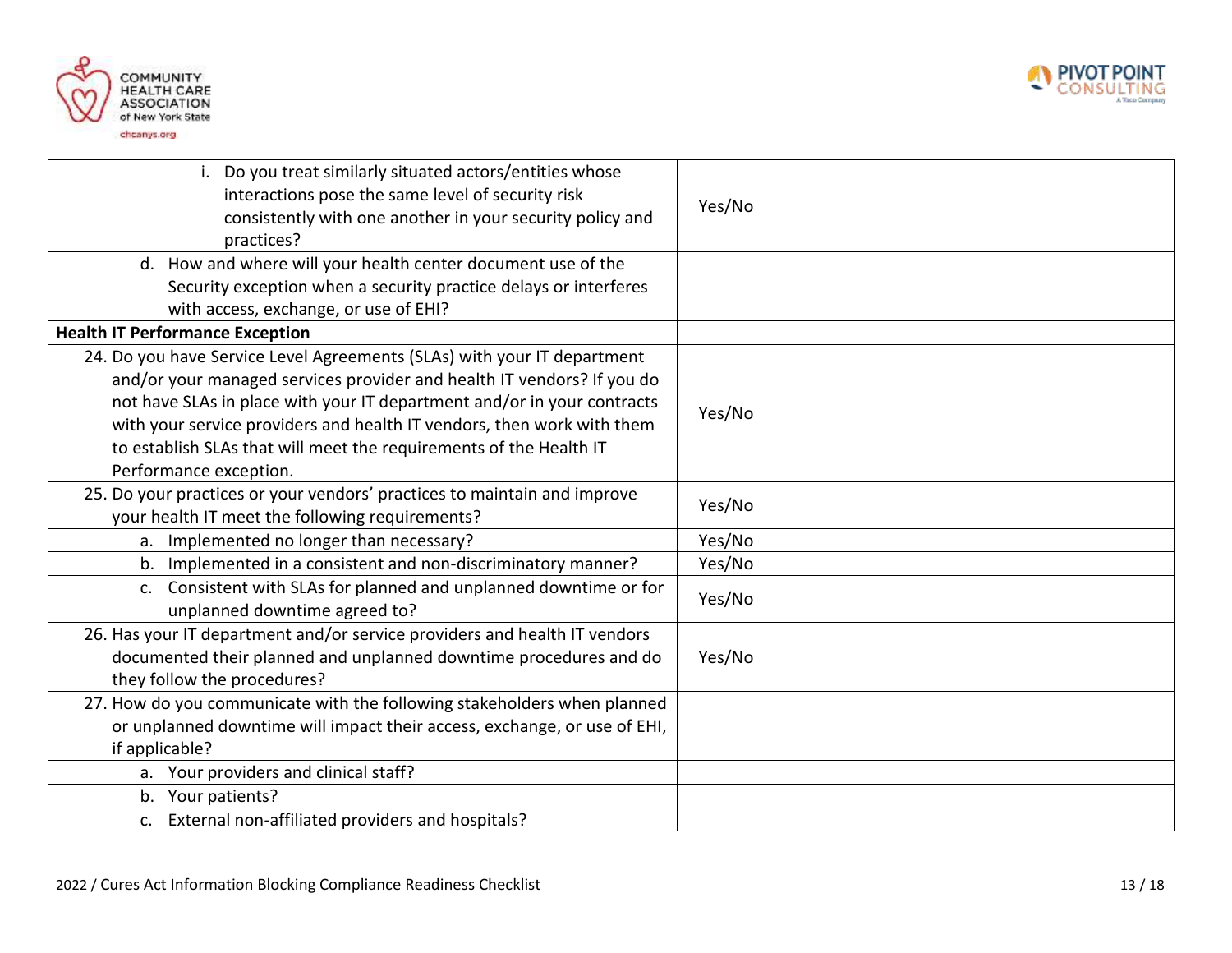| | | |
|---|---|---|
| i. Do you treat similarly situated actors/entities whose interactions pose the same level of security risk consistently with one another in your security policy and practices? | Yes/No | |
| d. How and where will your health center document use of the Security exception when a security practice delays or interferes with access, exchange, or use of EHI? | | |
| **Health IT Performance Exception** | | |
| 24. Do you have Service Level Agreements (SLAs) with your IT department and/or your managed services provider and health IT vendors? If you do not have SLAs in place with your IT department and/or in your contracts with your service providers and health IT vendors, then work with them to establish SLAs that will meet the requirements of the Health IT Performance exception. | Yes/No | |
| 25. Do your practices or your vendors' practices to maintain and improve your health IT meet the following requirements? | Yes/No | |
| a. Implemented no longer than necessary? | Yes/No | |
| b. Implemented in a consistent and non-discriminatory manner? | Yes/No | |
| c. Consistent with SLAs for planned and unplanned downtime or for unplanned downtime agreed to? | Yes/No | |
| 26. Has your IT department and/or service providers and health IT vendors documented their planned and unplanned downtime procedures and do they follow the procedures? | Yes/No | |
| 27. How do you communicate with the following stakeholders when planned or unplanned downtime will impact their access, exchange, or use of EHI, if applicable? | | |
| a. Your providers and clinical staff? | | |
| b. Your patients? | | |
| c. External non-affiliated providers and hospitals? | | |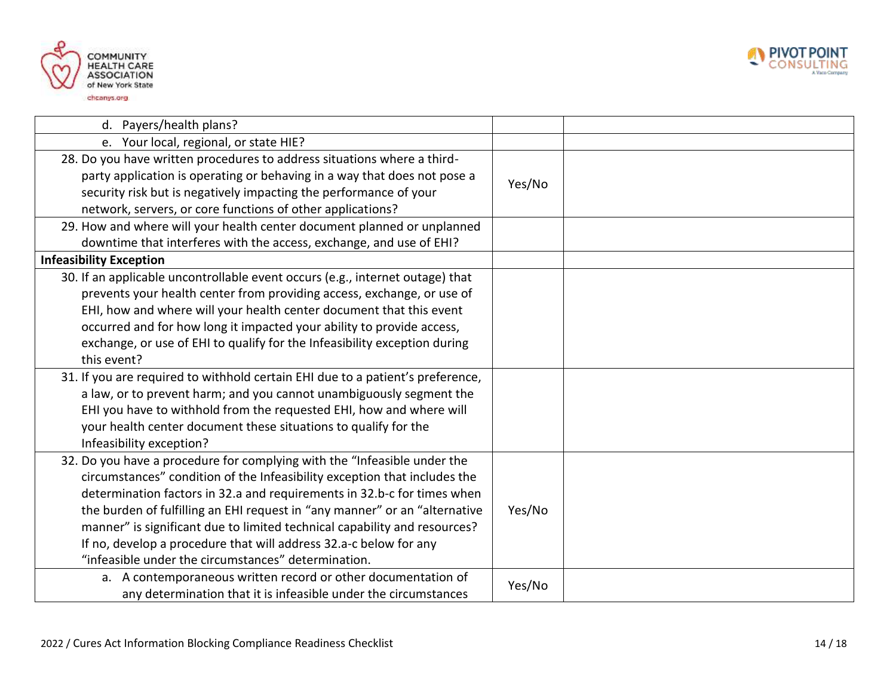| | | |
|---|---|---|
| d. Payers/health plans? | | |
| e. Your local, regional, or state HIE? | | |
| 28. Do you have written procedures to address situations where a third-party application is operating or behaving in a way that does not pose a security risk but is negatively impacting the performance of your network, servers, or core functions of other applications? | Yes/No | |
| 29. How and where will your health center document planned or unplanned downtime that interferes with the access, exchange, and use of EHI? | | |
| **Infeasibility Exception** | | |
| 30. If an applicable uncontrollable event occurs (e.g., internet outage) that prevents your health center from providing access, exchange, or use of EHI, how and where will your health center document that this event occurred and for how long it impacted your ability to provide access, exchange, or use of EHI to qualify for the Infeasibility exception during this event? | | |
| 31. If you are required to withhold certain EHI due to a patient's preference, a law, or to prevent harm; and you cannot unambiguously segment the EHI you have to withhold from the requested EHI, how and where will your health center document these situations to qualify for the Infeasibility exception? | | |
| 32. Do you have a procedure for complying with the "Infeasible under the circumstances" condition of the Infeasibility exception that includes the determination factors in 32.a and requirements in 32.b-c for times when the burden of fulfilling an EHI request in "any manner" or an "alternative manner" is significant due to limited technical capability and resources? If no, develop a procedure that will address 32.a-c below for any "infeasible under the circumstances" determination. | Yes/No | |
| a. A contemporaneous written record or other documentation of any determination that it is infeasible under the circumstances | Yes/No | |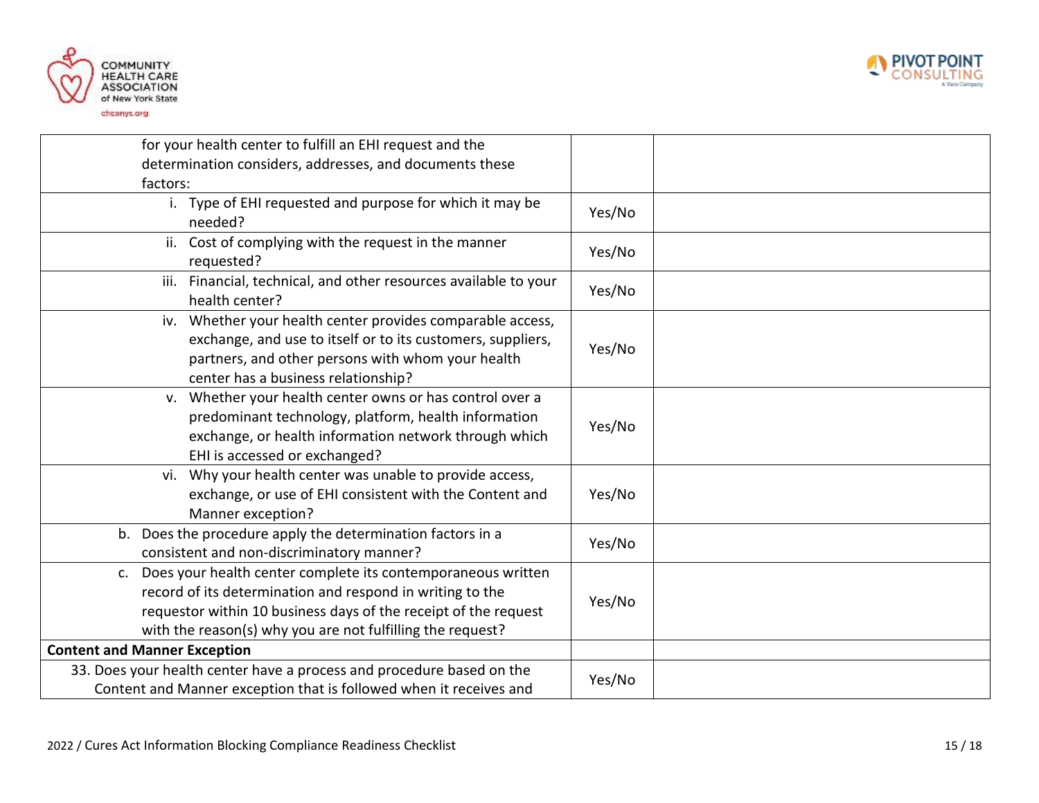| | | |
|---|---|---|
| for your health center to fulfill an EHI request and the determination considers, addresses, and documents these factors: | | |
| i. Type of EHI requested and purpose for which it may be needed? | Yes/No | |
| ii. Cost of complying with the request in the manner requested? | Yes/No | |
| iii. Financial, technical, and other resources available to your health center? | Yes/No | |
| iv. Whether your health center provides comparable access, exchange, and use to itself or to its customers, suppliers, partners, and other persons with whom your health center has a business relationship? | Yes/No | |
| v. Whether your health center owns or has control over a predominant technology, platform, health information exchange, or health information network through which EHI is accessed or exchanged? | Yes/No | |
| vi. Why your health center was unable to provide access, exchange, or use of EHI consistent with the Content and Manner exception? | Yes/No | |
| b. Does the procedure apply the determination factors in a consistent and non-discriminatory manner? | Yes/No | |
| c. Does your health center complete its contemporaneous written record of its determination and respond in writing to the requestor within 10 business days of the receipt of the request with the reason(s) why you are not fulfilling the request? | Yes/No | |
| **Content and Manner Exception** | | |
| 33. Does your health center have a process and procedure based on the Content and Manner exception that is followed when it receives and | Yes/No | |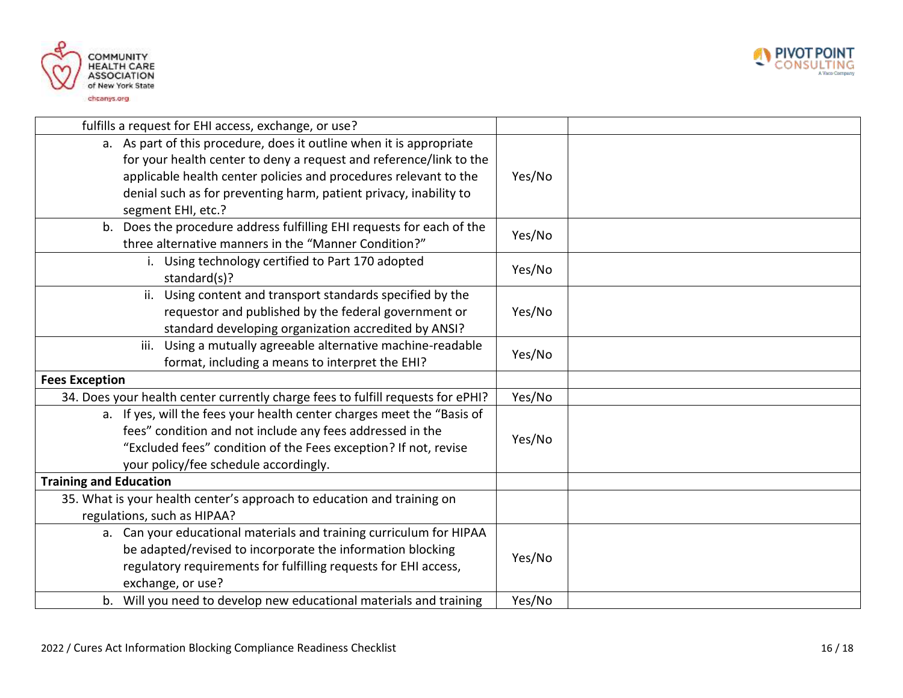| | | |
|---|---|---|
| fulfills a request for EHI access, exchange, or use? | | |
| a. As part of this procedure, does it outline when it is appropriate for your health center to deny a request and reference/link to the applicable health center policies and procedures relevant to the denial such as for preventing harm, patient privacy, inability to segment EHI, etc.? | Yes/No | |
| b. Does the procedure address fulfilling EHI requests for each of the three alternative manners in the "Manner Condition?" | Yes/No | |
| i. Using technology certified to Part 170 adopted standard(s)? | Yes/No | |
| ii. Using content and transport standards specified by the requestor and published by the federal government or standard developing organization accredited by ANSI? | Yes/No | |
| iii. Using a mutually agreeable alternative machine-readable format, including a means to interpret the EHI? | Yes/No | |
| **Fees Exception** | | |
| 34. Does your health center currently charge fees to fulfill requests for ePHI? | Yes/No | |
| a. If yes, will the fees your health center charges meet the "Basis of fees" condition and not include any fees addressed in the "Excluded fees" condition of the Fees exception? If not, revise your policy/fee schedule accordingly. | Yes/No | |
| **Training and Education** | | |
| 35. What is your health center's approach to education and training on regulations, such as HIPAA? | | |
| a. Can your educational materials and training curriculum for HIPAA be adapted/revised to incorporate the information blocking regulatory requirements for fulfilling requests for EHI access, exchange, or use? | Yes/No | |
| b. Will you need to develop new educational materials and training | Yes/No | |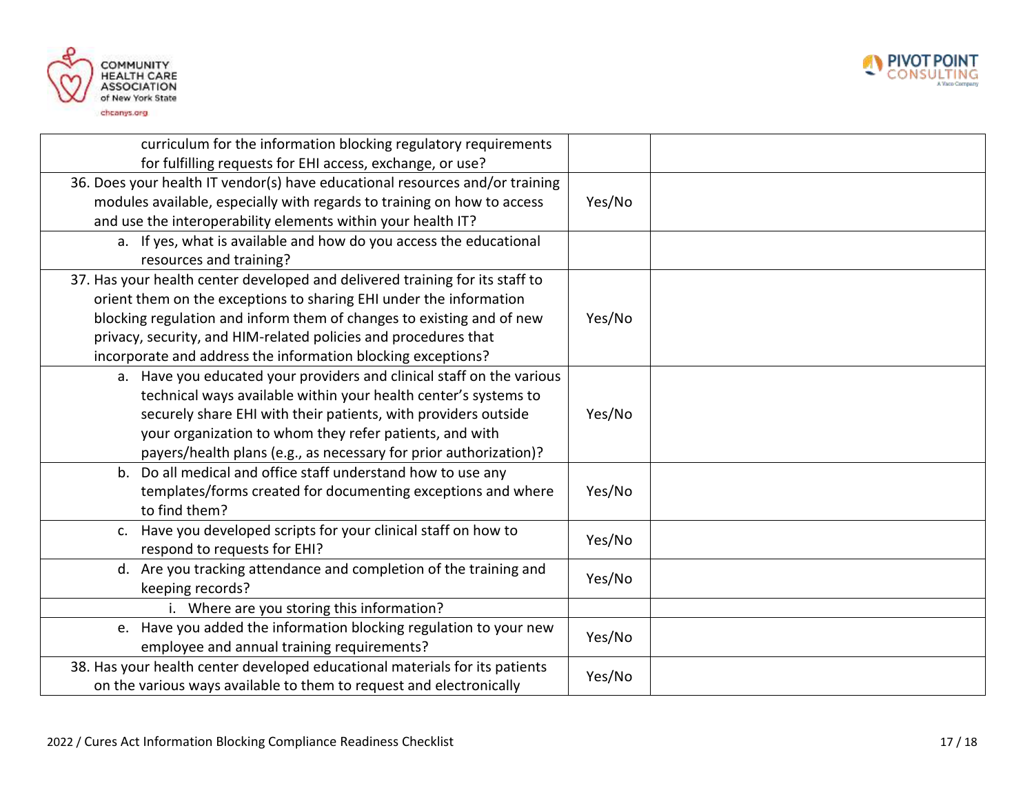| | | |
|---|---|---|
| curriculum for the information blocking regulatory requirements for fulfilling requests for EHI access, exchange, or use? | | |
| 36. Does your health IT vendor(s) have educational resources and/or training modules available, especially with regards to training on how to access and use the interoperability elements within your health IT? | Yes/No | |
| a. If yes, what is available and how do you access the educational resources and training? | | |
| 37. Has your health center developed and delivered training for its staff to orient them on the exceptions to sharing EHI under the information blocking regulation and inform them of changes to existing and of new privacy, security, and HIM-related policies and procedures that incorporate and address the information blocking exceptions? | Yes/No | |
| a. Have you educated your providers and clinical staff on the various technical ways available within your health center's systems to securely share EHI with their patients, with providers outside your organization to whom they refer patients, and with payers/health plans (e.g., as necessary for prior authorization)? | Yes/No | |
| b. Do all medical and office staff understand how to use any templates/forms created for documenting exceptions and where to find them? | Yes/No | |
| c. Have you developed scripts for your clinical staff on how to respond to requests for EHI? | Yes/No | |
| d. Are you tracking attendance and completion of the training and keeping records? | Yes/No | |
| i. Where are you storing this information? | | |
| e. Have you added the information blocking regulation to your new employee and annual training requirements? | Yes/No | |
| 38. Has your health center developed educational materials for its patients on the various ways available to them to request and electronically | Yes/No | |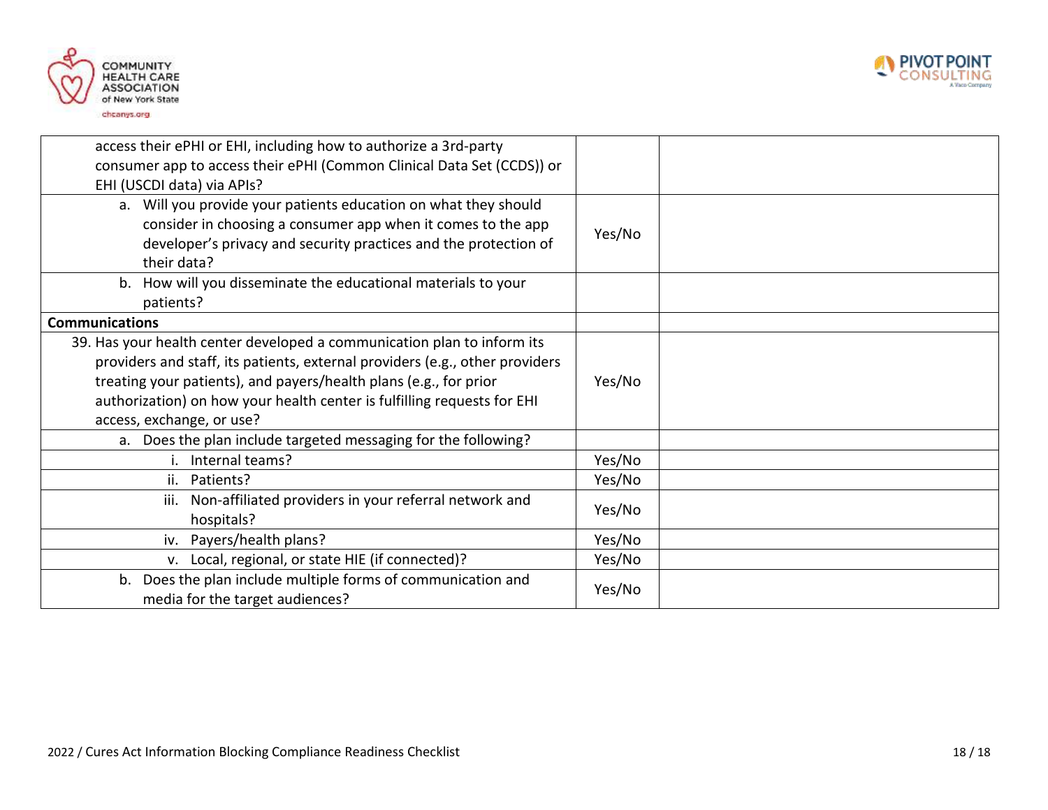| | | |
|---|---|---|
| access their ePHI or EHI, including how to authorize a 3rd-party consumer app to access their ePHI (Common Clinical Data Set (CCDS)) or EHI (USCDI data) via APIs? | | |
| a. Will you provide your patients education on what they should consider in choosing a consumer app when it comes to the app developer's privacy and security practices and the protection of their data? | Yes/No | |
| b. How will you disseminate the educational materials to your patients? | | |
| **Communications** | | |
| 39. Has your health center developed a communication plan to inform its providers and staff, its patients, external providers (e.g., other providers treating your patients), and payers/health plans (e.g., for prior authorization) on how your health center is fulfilling requests for EHI access, exchange, or use? | Yes/No | |
| a. Does the plan include targeted messaging for the following? | | |
| i. Internal teams? | Yes/No | |
| ii. Patients? | Yes/No | |
| iii. Non-affiliated providers in your referral network and hospitals? | Yes/No | |
| iv. Payers/health plans? | Yes/No | |
| v. Local, regional, or state HIE (if connected)? | Yes/No | |
| b. Does the plan include multiple forms of communication and media for the target audiences? | Yes/No | |